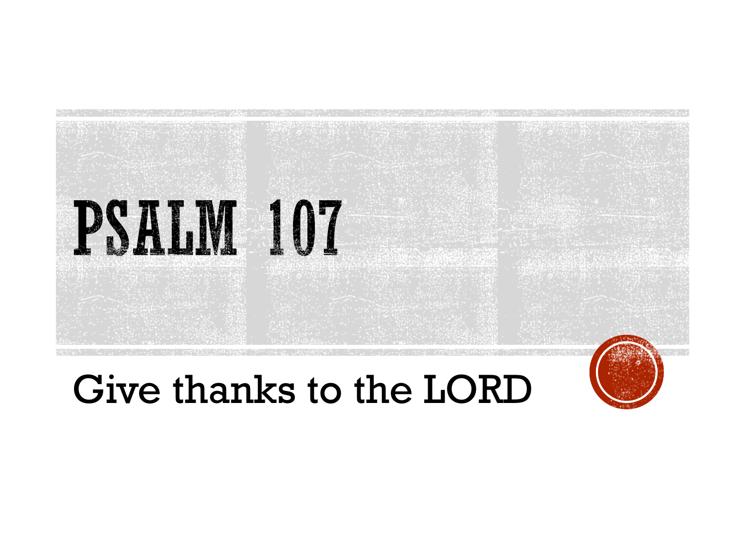# PSALM 107

Give thanks to the LORD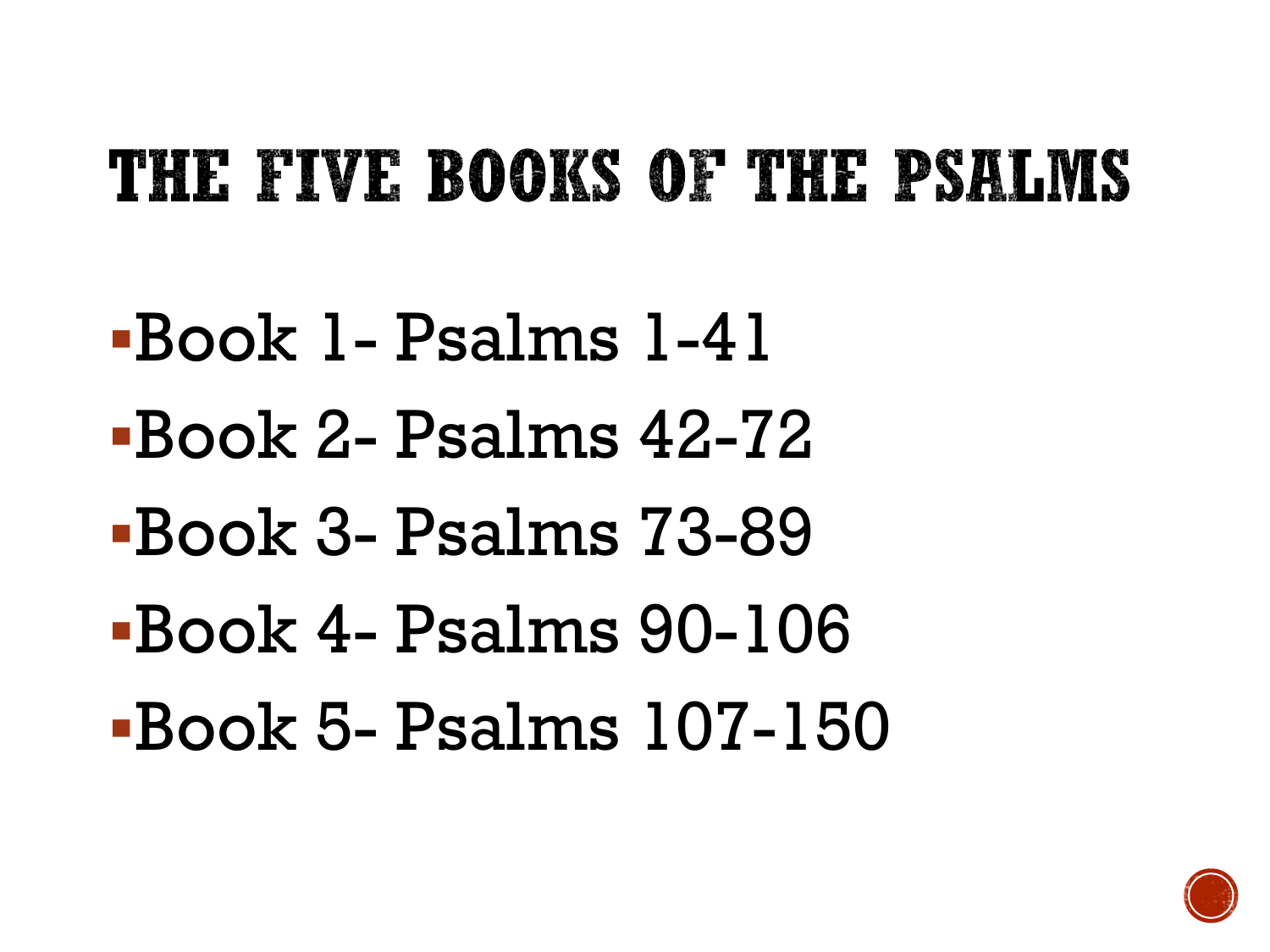# THE FIVE BOOKS OF THE PSALMS

- Book 1- Psalms 1-41
- Book 2- Psalms 42-72
- Book 3- Psalms 73-89
- Book 4- Psalms 90-106
- Book 5- Psalms 107-150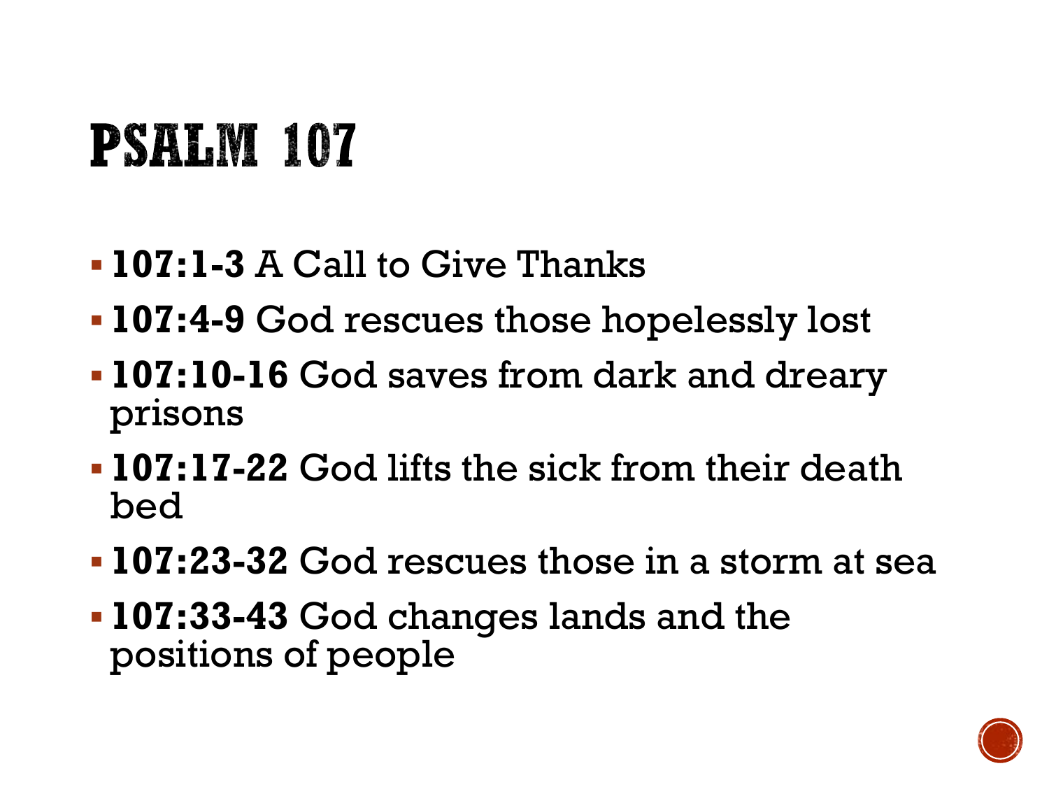# PSALM 107

- **107:1-3** A Call to Give Thanks
- **107:4-9** God rescues those hopelessly lost
- **107:10-16** God saves from dark and dreary prisons
- **107:17-22** God lifts the sick from their death bed
- **107:23-32** God rescues those in a storm at sea
- **107:33-43** God changes lands and the positions of people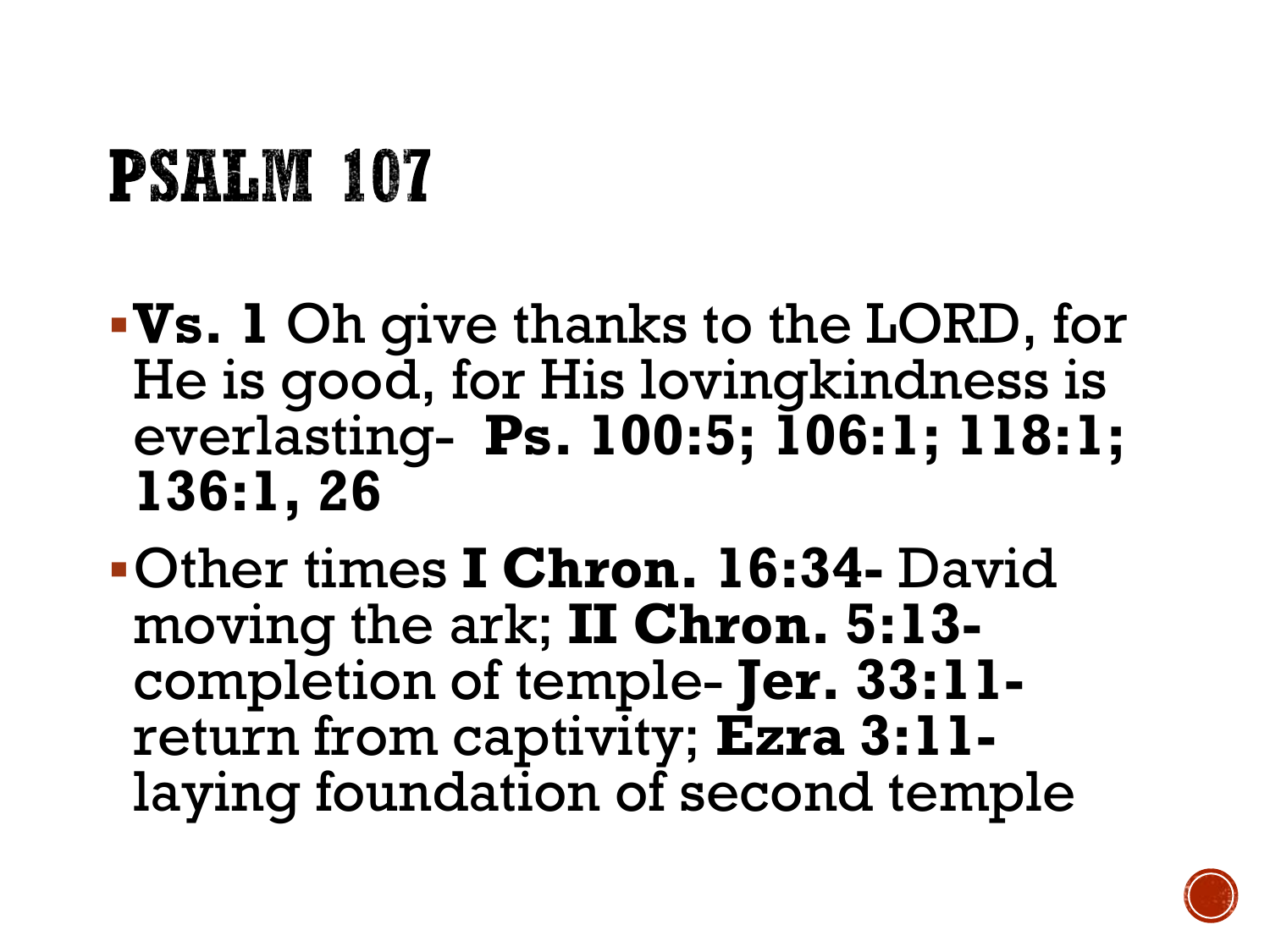# PSALM 107

- **Vs. 1** Oh give thanks to the LORD, for He is good, for His lovingkindness is everlasting- **Ps. 100:5; 106:1; 118:1; 136:1, 26**
- Other times **I Chron. 16:34-** David moving the ark; **II Chron. 5:13-** completion of temple- **Jer. 33:11-** return from captivity; **Ezra 3:11-** laying foundation of second temple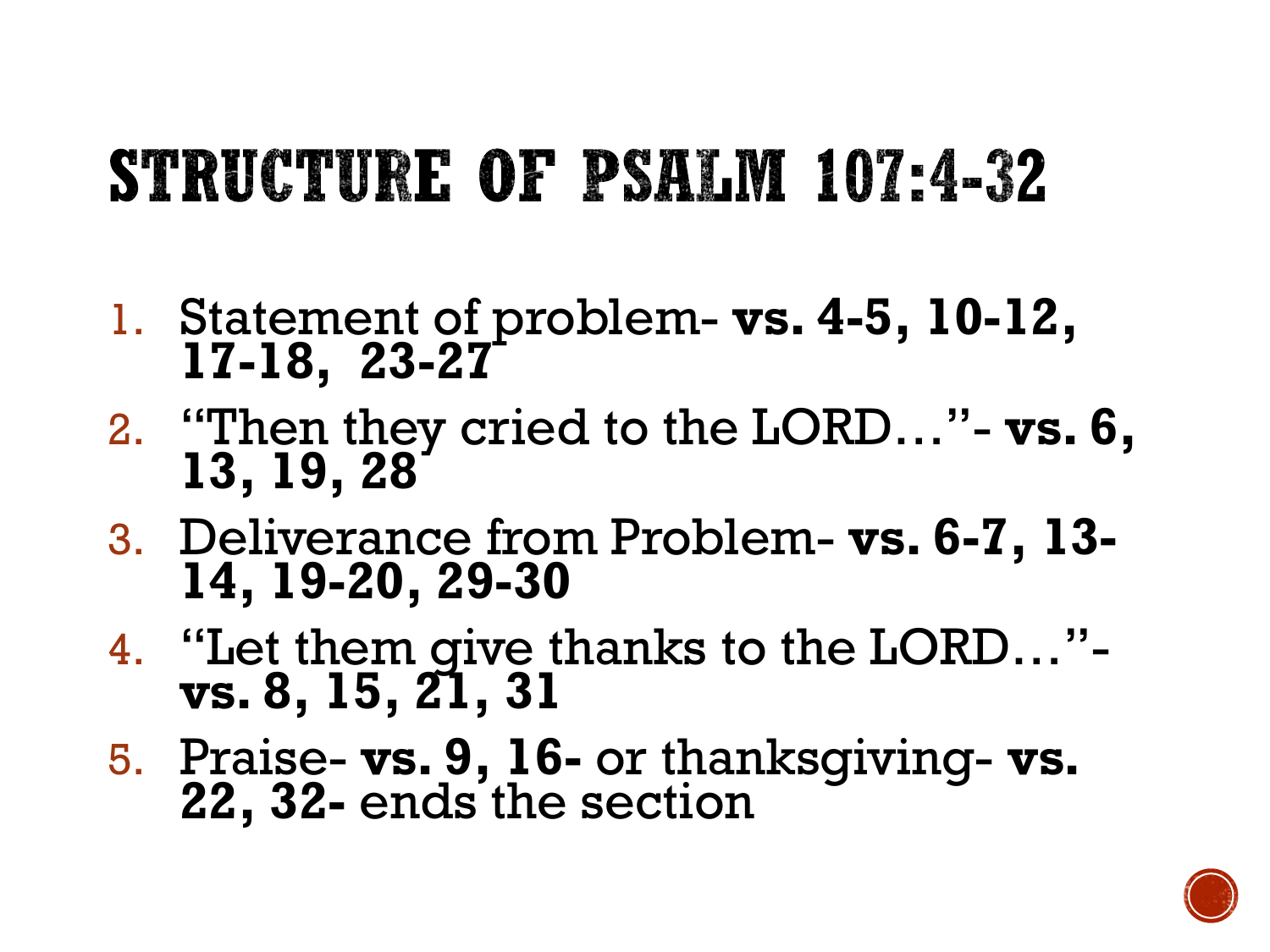# STRUCTURE OF PSALM 107:4-32

1. Statement of problem- **vs. 4-5, 10-12, 17-18, 23-27**
2. "Then they cried to the LORD…"- **vs. 6, 13, 19, 28**
3. Deliverance from Problem- **vs. 6-7, 13-14, 19-20, 29-30**
4. "Let them give thanks to the LORD…"- **vs. 8, 15, 21, 31**
5. Praise- **vs. 9, 16-** or thanksgiving- **vs. 22, 32-** ends the section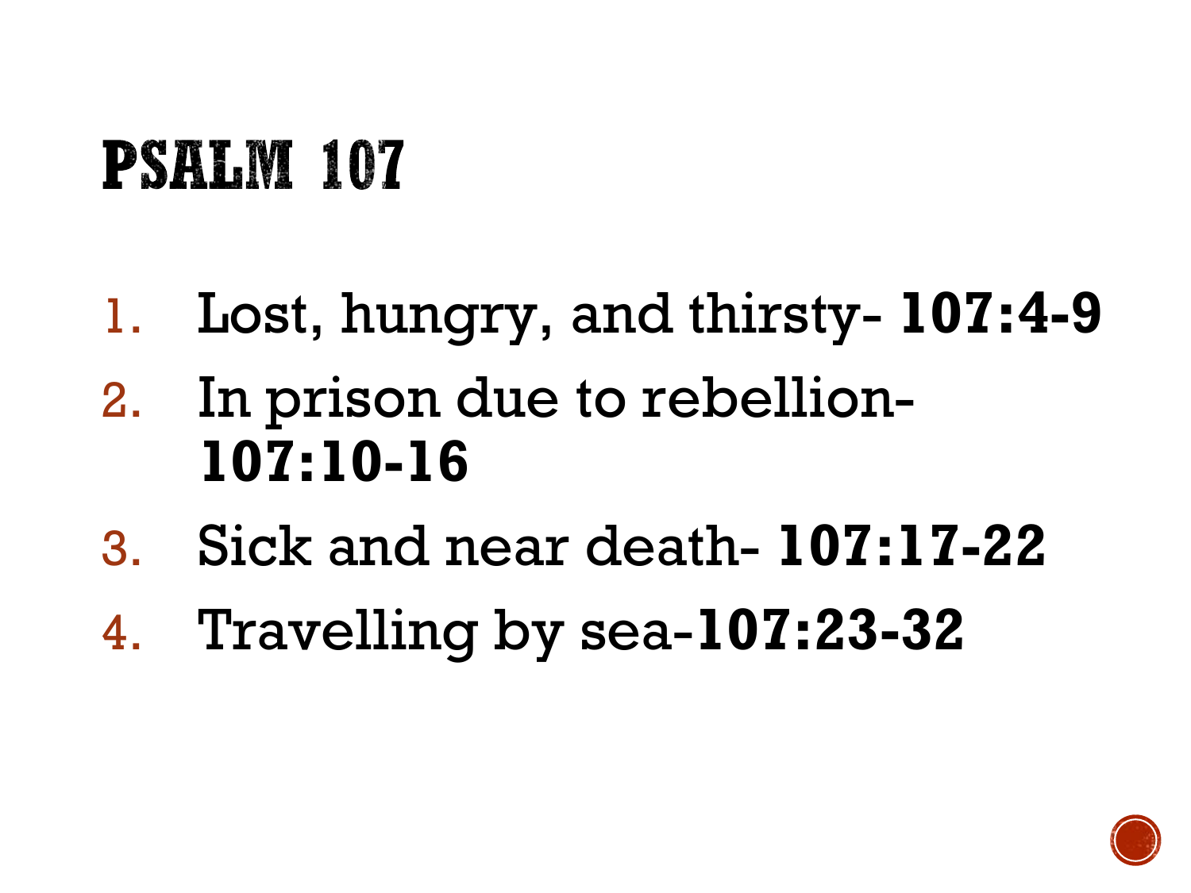# PSALM 107

1. Lost, hungry, and thirsty- **107:4-9**
2. In prison due to rebellion- **107:10-16**
3. Sick and near death- **107:17-22**
4. Travelling by sea-**107:23-32**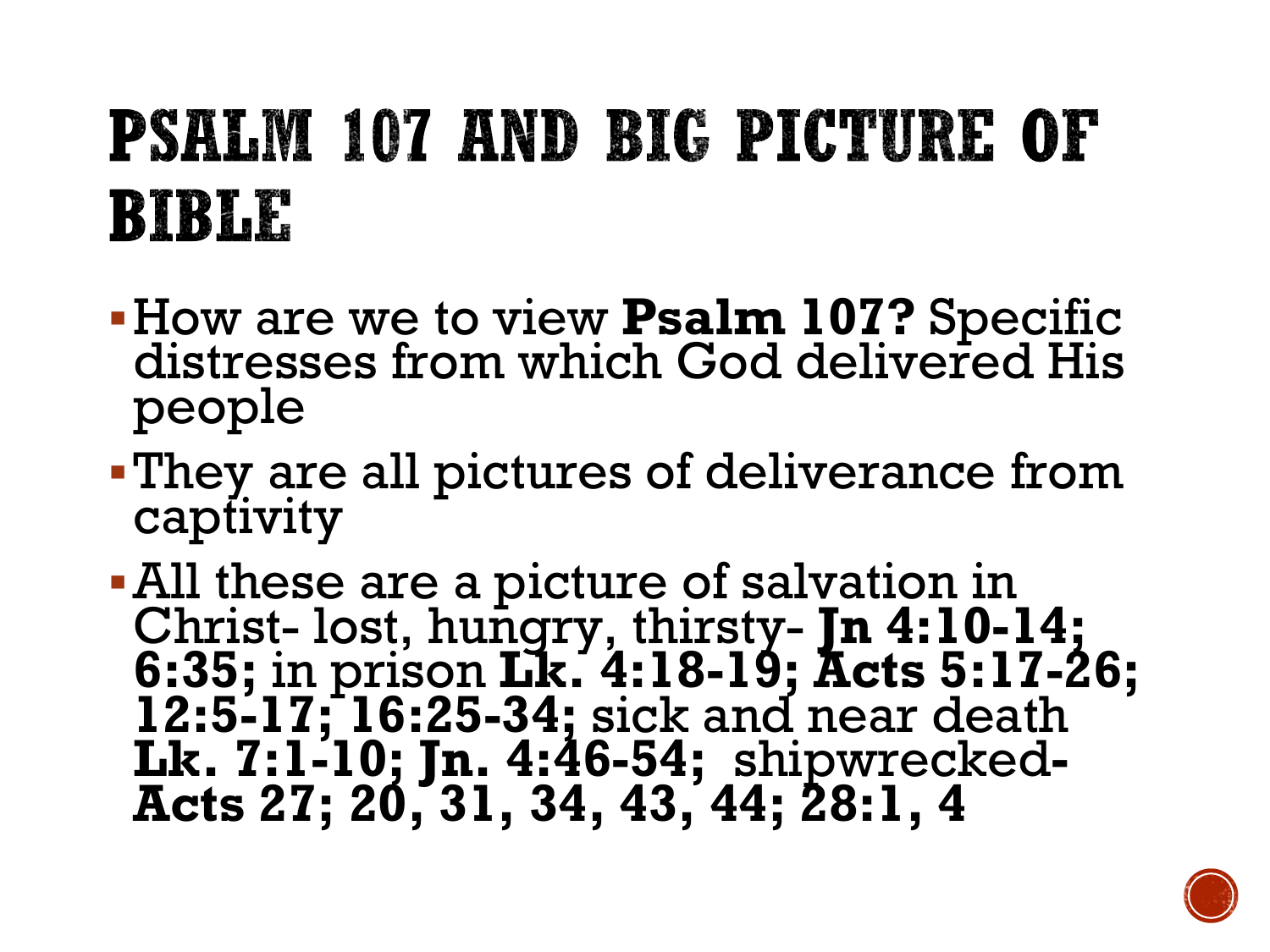# PSALM 107 AND BIG PICTURE OF BIBLE

- How are we to view **Psalm 107?** Specific distresses from which God delivered His people
- They are all pictures of deliverance from captivity
- All these are a picture of salvation in Christ- lost, hungry, thirsty- **Jn 4:10-14; 6:35;** in prison **Lk. 4:18-19; Acts 5:17-26; 12:5-17; 16:25-34;** sick and near death **Lk. 7:1-10; Jn. 4:46-54;** shipwrecked- **Acts 27; 20, 31, 34, 43, 44; 28:1, 4**